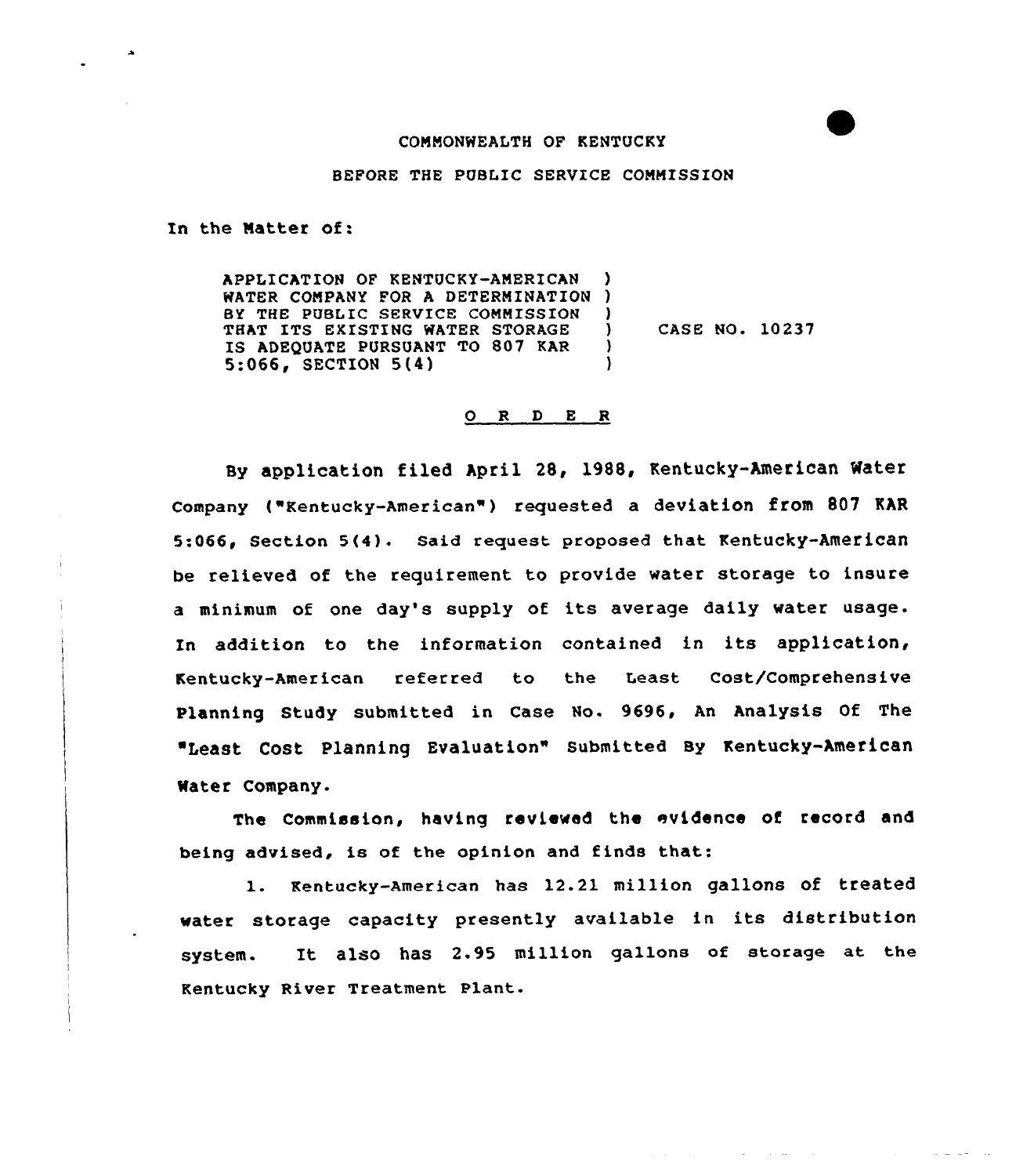COMMONWEALTH OF KENTUCKY

BEFORE THE PUBLIC SERVICE COMMISSION

In the Matter of:

APPLICATION OF KENTUCKY-AMERICAN WATER COMPANY FOR A DETERMINATION BY THE PUBLIC SERVICE COMMISSION THAT ITS EXISTING WATER STORAGE IS ADEQUATE PURSUANT TO 807 KAR 5:066, SECTION 5(4) ) CASE NO. 10237

## O R D E R

By application filed April 28, 1988, Kentucky-American Water Company ("Kentucky-American") requested a deviation from 807 KAR 5:066, Section 5(4). Said request proposed that Kentucky-American be relieved of the requirement to provide water storage to insure a minimum of one day's supply of its average daily water usage. In addition to the information contained in its application, Kentucky-American referred to the Least Cost/Comprehensive Planning Study submitted in Case No. 9696, An Analysis Of The "Least Cost Planning Evaluation" Submitted By Kentucky-American Water Company.

The Commission, having reviewed the evidence of record and being advised, is of the opinion and finds that:

1. Kentucky-American has 12.21 million gallons of treated water storage capacity presently available in its distribution system. It also has 2.95 million gallons of storage at the Kentucky River Treatment Plant.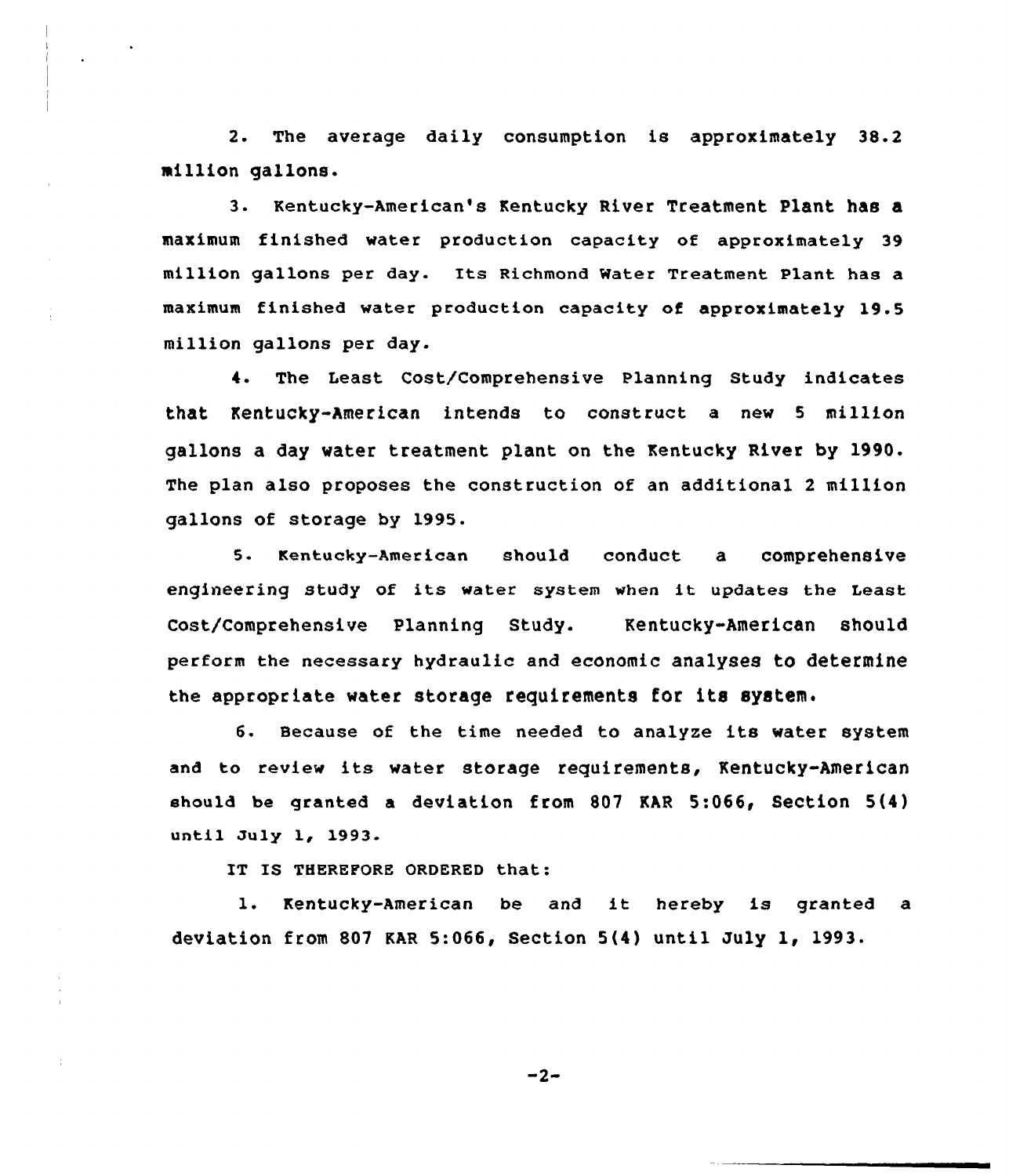2. The average daily consumption is approximately 38.2 million gallons.

3. Kentucky-American's Kentucky River Treatment Plant has a maximum finished water production capacity of approximately 39 million gallons per day. Its Richmond Water Treatment Plant has a maximum finished water production capacity of approximately 19.5 million gallons per day.

4. The Least Cost/Comprehensive Planning Study indicates that Kentucky-American intends to construct a new 5 million gallons a day water treatment plant on the Kentucky River by 1990. The plan also proposes the construction of an additional 2 million gallons of storage by 1995.

5. Kentucky-American should conduct a comprehensive engineering study of its water system when it updates the Least Cost/Comprehensive Planning Study. Kentucky-American should perform the necessary hydraulic and economic analyses to determine the appropriate water storage requirements for its system.

6. Because of the time needed to analyze its water system and to review its water storage requirements, Kentucky-American should be granted a deviation from 807 KAR 5:066, Section 5(4) until July 1, 1993.

IT IS THEREFORE ORDERED that:

1. Kentucky-American be and it hereby is granted a deviation from 807 KAR 5:066, Section 5(4) until July 1, 1993.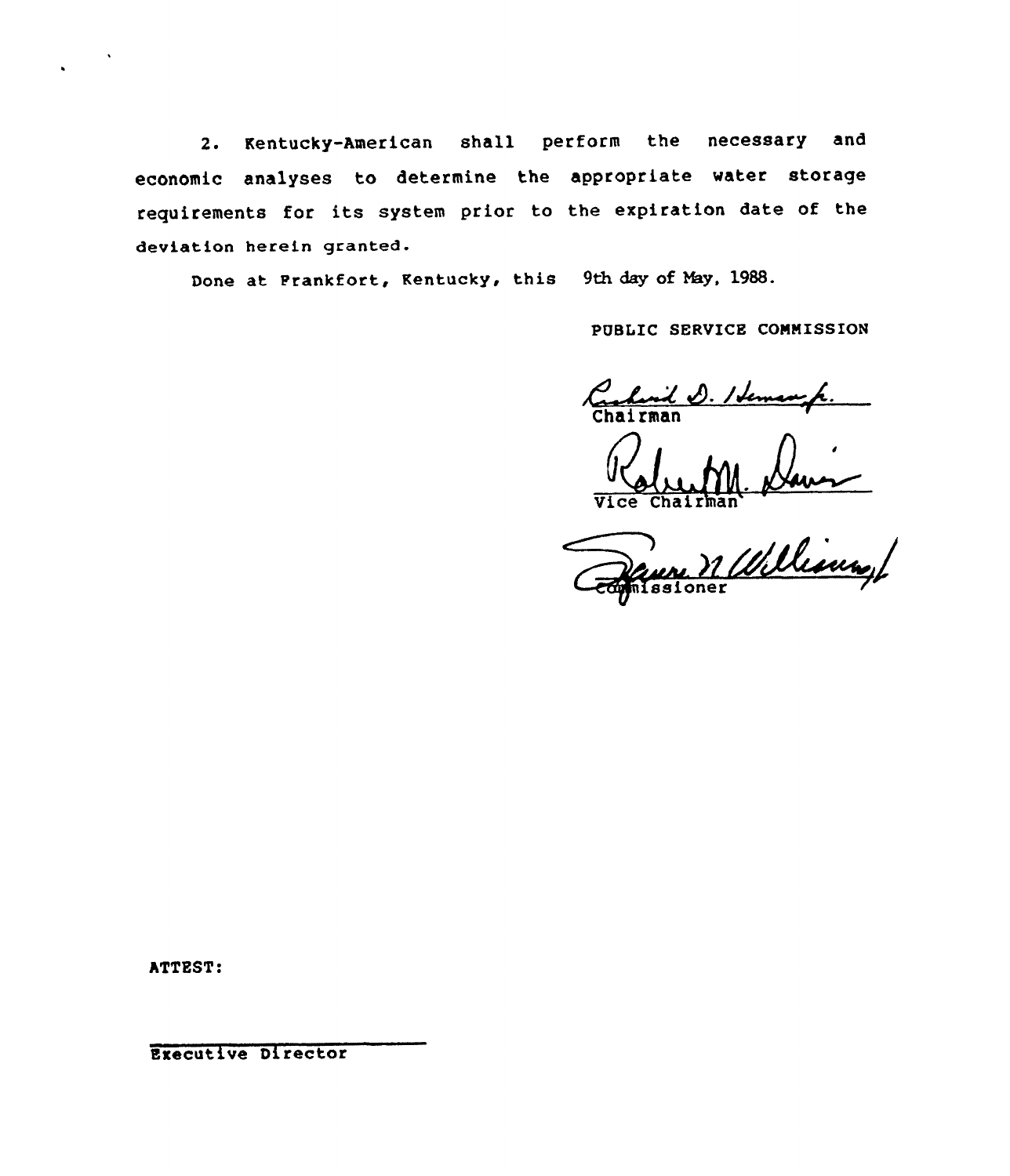2. Kentucky-American shall perform the necessary and economic analyses to determine the appropriate water storage requirements for its system prior to the expiration date of the deviation herein granted.

Done at Frankfort, Kentucky, this 9th day of May, 1988.

PUBLIC SERVICE COMMISSION

Chairman

Vice Chairman

Commissioner

ATTEST:

Executive Director